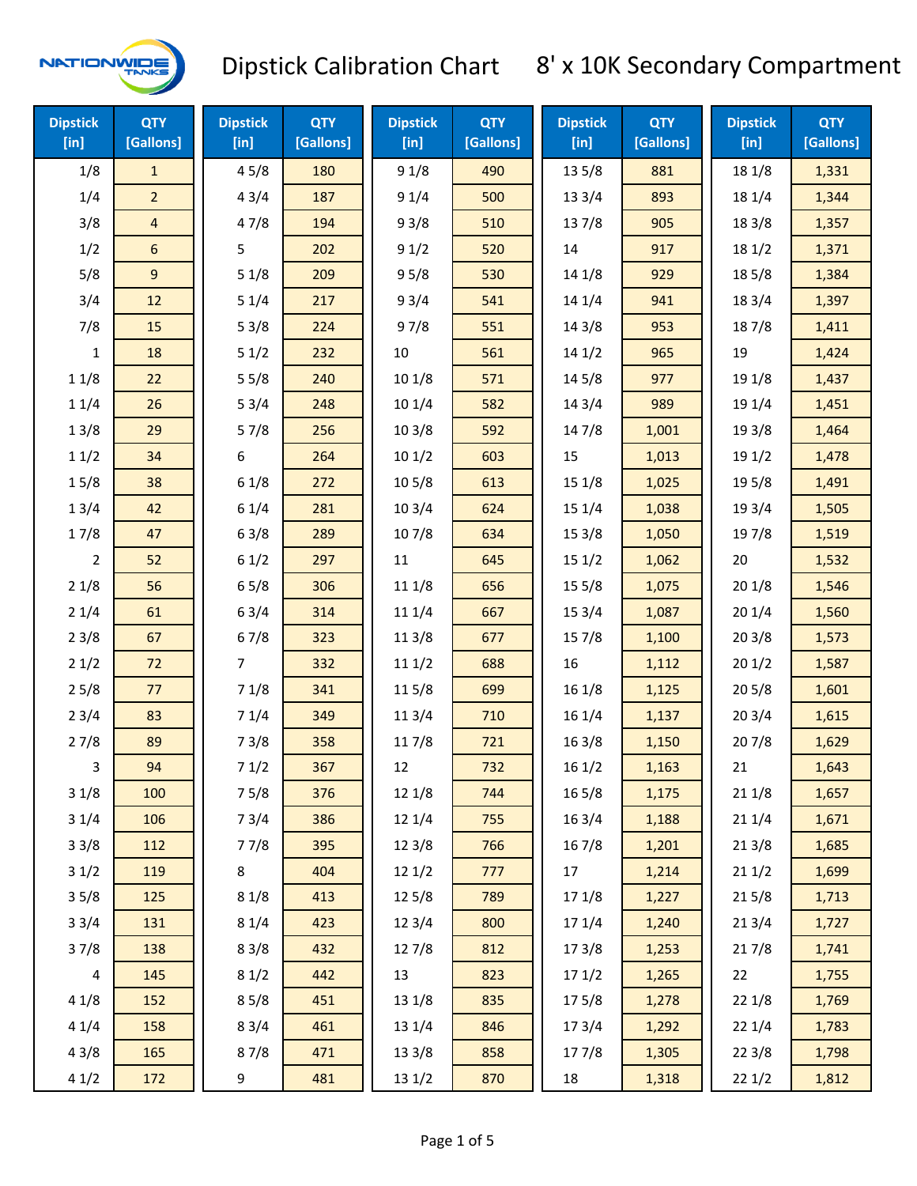# Dipstick Calibration Chart 8' x 10K Secondary Compartment

| Dipstick [in] | QTY [Gallons] | Dipstick [in] | QTY [Gallons] | Dipstick [in] | QTY [Gallons] | Dipstick [in] | QTY [Gallons] | Dipstick [in] | QTY [Gallons] |
|---|---|---|---|---|---|---|---|---|---|
| 1/8 | 1 | 4 5/8 | 180 | 9 1/8 | 490 | 13 5/8 | 881 | 18 1/8 | 1,331 |
| 1/4 | 2 | 4 3/4 | 187 | 9 1/4 | 500 | 13 3/4 | 893 | 18 1/4 | 1,344 |
| 3/8 | 4 | 4 7/8 | 194 | 9 3/8 | 510 | 13 7/8 | 905 | 18 3/8 | 1,357 |
| 1/2 | 6 | 5 | 202 | 9 1/2 | 520 | 14 | 917 | 18 1/2 | 1,371 |
| 5/8 | 9 | 5 1/8 | 209 | 9 5/8 | 530 | 14 1/8 | 929 | 18 5/8 | 1,384 |
| 3/4 | 12 | 5 1/4 | 217 | 9 3/4 | 541 | 14 1/4 | 941 | 18 3/4 | 1,397 |
| 7/8 | 15 | 5 3/8 | 224 | 9 7/8 | 551 | 14 3/8 | 953 | 18 7/8 | 1,411 |
| 1 | 18 | 5 1/2 | 232 | 10 | 561 | 14 1/2 | 965 | 19 | 1,424 |
| 1 1/8 | 22 | 5 5/8 | 240 | 10 1/8 | 571 | 14 5/8 | 977 | 19 1/8 | 1,437 |
| 1 1/4 | 26 | 5 3/4 | 248 | 10 1/4 | 582 | 14 3/4 | 989 | 19 1/4 | 1,451 |
| 1 3/8 | 29 | 5 7/8 | 256 | 10 3/8 | 592 | 14 7/8 | 1,001 | 19 3/8 | 1,464 |
| 1 1/2 | 34 | 6 | 264 | 10 1/2 | 603 | 15 | 1,013 | 19 1/2 | 1,478 |
| 1 5/8 | 38 | 6 1/8 | 272 | 10 5/8 | 613 | 15 1/8 | 1,025 | 19 5/8 | 1,491 |
| 1 3/4 | 42 | 6 1/4 | 281 | 10 3/4 | 624 | 15 1/4 | 1,038 | 19 3/4 | 1,505 |
| 1 7/8 | 47 | 6 3/8 | 289 | 10 7/8 | 634 | 15 3/8 | 1,050 | 19 7/8 | 1,519 |
| 2 | 52 | 6 1/2 | 297 | 11 | 645 | 15 1/2 | 1,062 | 20 | 1,532 |
| 2 1/8 | 56 | 6 5/8 | 306 | 11 1/8 | 656 | 15 5/8 | 1,075 | 20 1/8 | 1,546 |
| 2 1/4 | 61 | 6 3/4 | 314 | 11 1/4 | 667 | 15 3/4 | 1,087 | 20 1/4 | 1,560 |
| 2 3/8 | 67 | 6 7/8 | 323 | 11 3/8 | 677 | 15 7/8 | 1,100 | 20 3/8 | 1,573 |
| 2 1/2 | 72 | 7 | 332 | 11 1/2 | 688 | 16 | 1,112 | 20 1/2 | 1,587 |
| 2 5/8 | 77 | 7 1/8 | 341 | 11 5/8 | 699 | 16 1/8 | 1,125 | 20 5/8 | 1,601 |
| 2 3/4 | 83 | 7 1/4 | 349 | 11 3/4 | 710 | 16 1/4 | 1,137 | 20 3/4 | 1,615 |
| 2 7/8 | 89 | 7 3/8 | 358 | 11 7/8 | 721 | 16 3/8 | 1,150 | 20 7/8 | 1,629 |
| 3 | 94 | 7 1/2 | 367 | 12 | 732 | 16 1/2 | 1,163 | 21 | 1,643 |
| 3 1/8 | 100 | 7 5/8 | 376 | 12 1/8 | 744 | 16 5/8 | 1,175 | 21 1/8 | 1,657 |
| 3 1/4 | 106 | 7 3/4 | 386 | 12 1/4 | 755 | 16 3/4 | 1,188 | 21 1/4 | 1,671 |
| 3 3/8 | 112 | 7 7/8 | 395 | 12 3/8 | 766 | 16 7/8 | 1,201 | 21 3/8 | 1,685 |
| 3 1/2 | 119 | 8 | 404 | 12 1/2 | 777 | 17 | 1,214 | 21 1/2 | 1,699 |
| 3 5/8 | 125 | 8 1/8 | 413 | 12 5/8 | 789 | 17 1/8 | 1,227 | 21 5/8 | 1,713 |
| 3 3/4 | 131 | 8 1/4 | 423 | 12 3/4 | 800 | 17 1/4 | 1,240 | 21 3/4 | 1,727 |
| 3 7/8 | 138 | 8 3/8 | 432 | 12 7/8 | 812 | 17 3/8 | 1,253 | 21 7/8 | 1,741 |
| 4 | 145 | 8 1/2 | 442 | 13 | 823 | 17 1/2 | 1,265 | 22 | 1,755 |
| 4 1/8 | 152 | 8 5/8 | 451 | 13 1/8 | 835 | 17 5/8 | 1,278 | 22 1/8 | 1,769 |
| 4 1/4 | 158 | 8 3/4 | 461 | 13 1/4 | 846 | 17 3/4 | 1,292 | 22 1/4 | 1,783 |
| 4 3/8 | 165 | 8 7/8 | 471 | 13 3/8 | 858 | 17 7/8 | 1,305 | 22 3/8 | 1,798 |
| 4 1/2 | 172 | 9 | 481 | 13 1/2 | 870 | 18 | 1,318 | 22 1/2 | 1,812 |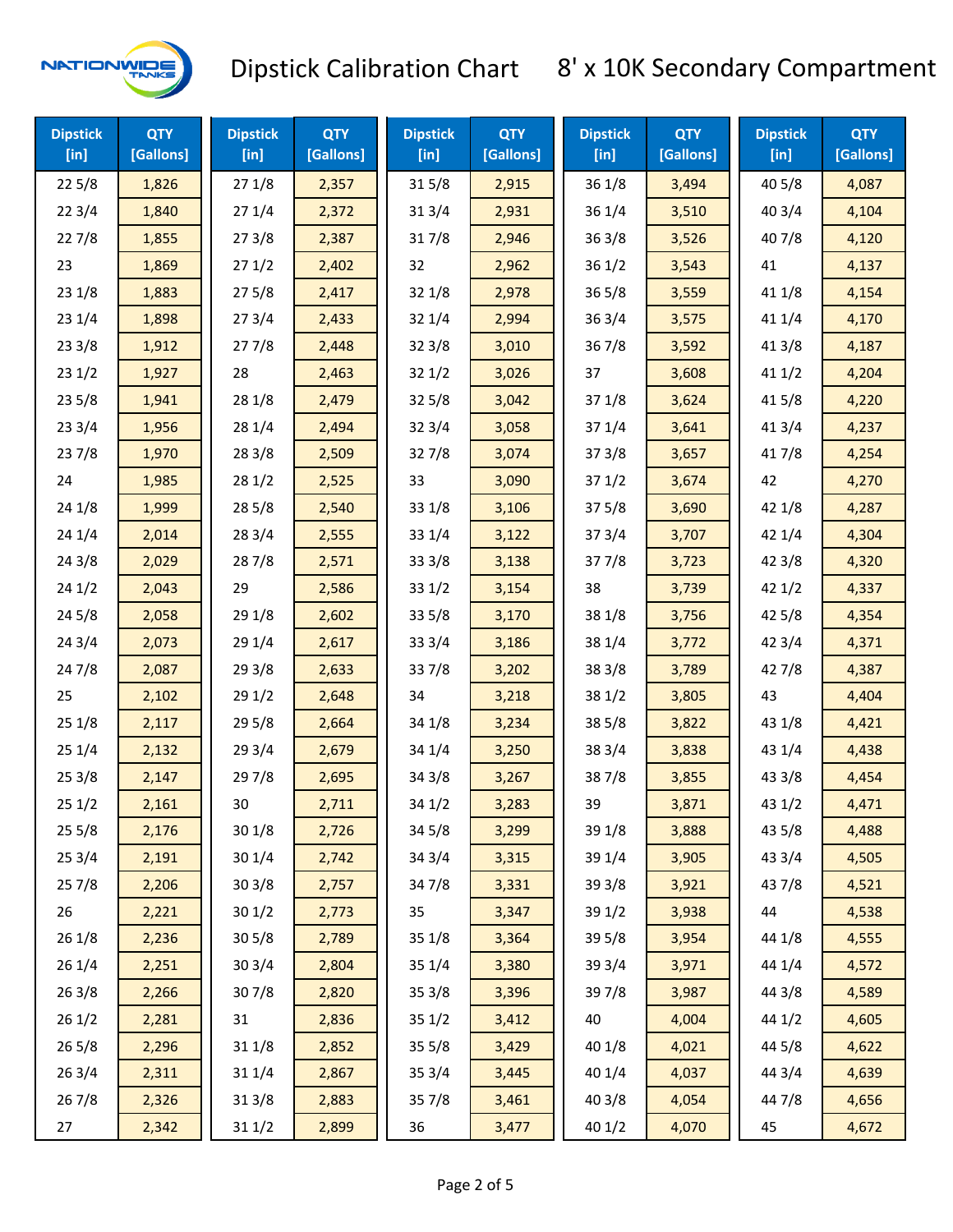# Dipstick Calibration Chart — 8' x 10K Secondary Compartment

| Dipstick [in] | QTY [Gallons] | Dipstick [in] | QTY [Gallons] | Dipstick [in] | QTY [Gallons] | Dipstick [in] | QTY [Gallons] | Dipstick [in] | QTY [Gallons] |
|---|---|---|---|---|---|---|---|---|---|
| 22 5/8 | 1,826 | 27 1/8 | 2,357 | 31 5/8 | 2,915 | 36 1/8 | 3,494 | 40 5/8 | 4,087 |
| 22 3/4 | 1,840 | 27 1/4 | 2,372 | 31 3/4 | 2,931 | 36 1/4 | 3,510 | 40 3/4 | 4,104 |
| 22 7/8 | 1,855 | 27 3/8 | 2,387 | 31 7/8 | 2,946 | 36 3/8 | 3,526 | 40 7/8 | 4,120 |
| 23 | 1,869 | 27 1/2 | 2,402 | 32 | 2,962 | 36 1/2 | 3,543 | 41 | 4,137 |
| 23 1/8 | 1,883 | 27 5/8 | 2,417 | 32 1/8 | 2,978 | 36 5/8 | 3,559 | 41 1/8 | 4,154 |
| 23 1/4 | 1,898 | 27 3/4 | 2,433 | 32 1/4 | 2,994 | 36 3/4 | 3,575 | 41 1/4 | 4,170 |
| 23 3/8 | 1,912 | 27 7/8 | 2,448 | 32 3/8 | 3,010 | 36 7/8 | 3,592 | 41 3/8 | 4,187 |
| 23 1/2 | 1,927 | 28 | 2,463 | 32 1/2 | 3,026 | 37 | 3,608 | 41 1/2 | 4,204 |
| 23 5/8 | 1,941 | 28 1/8 | 2,479 | 32 5/8 | 3,042 | 37 1/8 | 3,624 | 41 5/8 | 4,220 |
| 23 3/4 | 1,956 | 28 1/4 | 2,494 | 32 3/4 | 3,058 | 37 1/4 | 3,641 | 41 3/4 | 4,237 |
| 23 7/8 | 1,970 | 28 3/8 | 2,509 | 32 7/8 | 3,074 | 37 3/8 | 3,657 | 41 7/8 | 4,254 |
| 24 | 1,985 | 28 1/2 | 2,525 | 33 | 3,090 | 37 1/2 | 3,674 | 42 | 4,270 |
| 24 1/8 | 1,999 | 28 5/8 | 2,540 | 33 1/8 | 3,106 | 37 5/8 | 3,690 | 42 1/8 | 4,287 |
| 24 1/4 | 2,014 | 28 3/4 | 2,555 | 33 1/4 | 3,122 | 37 3/4 | 3,707 | 42 1/4 | 4,304 |
| 24 3/8 | 2,029 | 28 7/8 | 2,571 | 33 3/8 | 3,138 | 37 7/8 | 3,723 | 42 3/8 | 4,320 |
| 24 1/2 | 2,043 | 29 | 2,586 | 33 1/2 | 3,154 | 38 | 3,739 | 42 1/2 | 4,337 |
| 24 5/8 | 2,058 | 29 1/8 | 2,602 | 33 5/8 | 3,170 | 38 1/8 | 3,756 | 42 5/8 | 4,354 |
| 24 3/4 | 2,073 | 29 1/4 | 2,617 | 33 3/4 | 3,186 | 38 1/4 | 3,772 | 42 3/4 | 4,371 |
| 24 7/8 | 2,087 | 29 3/8 | 2,633 | 33 7/8 | 3,202 | 38 3/8 | 3,789 | 42 7/8 | 4,387 |
| 25 | 2,102 | 29 1/2 | 2,648 | 34 | 3,218 | 38 1/2 | 3,805 | 43 | 4,404 |
| 25 1/8 | 2,117 | 29 5/8 | 2,664 | 34 1/8 | 3,234 | 38 5/8 | 3,822 | 43 1/8 | 4,421 |
| 25 1/4 | 2,132 | 29 3/4 | 2,679 | 34 1/4 | 3,250 | 38 3/4 | 3,838 | 43 1/4 | 4,438 |
| 25 3/8 | 2,147 | 29 7/8 | 2,695 | 34 3/8 | 3,267 | 38 7/8 | 3,855 | 43 3/8 | 4,454 |
| 25 1/2 | 2,161 | 30 | 2,711 | 34 1/2 | 3,283 | 39 | 3,871 | 43 1/2 | 4,471 |
| 25 5/8 | 2,176 | 30 1/8 | 2,726 | 34 5/8 | 3,299 | 39 1/8 | 3,888 | 43 5/8 | 4,488 |
| 25 3/4 | 2,191 | 30 1/4 | 2,742 | 34 3/4 | 3,315 | 39 1/4 | 3,905 | 43 3/4 | 4,505 |
| 25 7/8 | 2,206 | 30 3/8 | 2,757 | 34 7/8 | 3,331 | 39 3/8 | 3,921 | 43 7/8 | 4,521 |
| 26 | 2,221 | 30 1/2 | 2,773 | 35 | 3,347 | 39 1/2 | 3,938 | 44 | 4,538 |
| 26 1/8 | 2,236 | 30 5/8 | 2,789 | 35 1/8 | 3,364 | 39 5/8 | 3,954 | 44 1/8 | 4,555 |
| 26 1/4 | 2,251 | 30 3/4 | 2,804 | 35 1/4 | 3,380 | 39 3/4 | 3,971 | 44 1/4 | 4,572 |
| 26 3/8 | 2,266 | 30 7/8 | 2,820 | 35 3/8 | 3,396 | 39 7/8 | 3,987 | 44 3/8 | 4,589 |
| 26 1/2 | 2,281 | 31 | 2,836 | 35 1/2 | 3,412 | 40 | 4,004 | 44 1/2 | 4,605 |
| 26 5/8 | 2,296 | 31 1/8 | 2,852 | 35 5/8 | 3,429 | 40 1/8 | 4,021 | 44 5/8 | 4,622 |
| 26 3/4 | 2,311 | 31 1/4 | 2,867 | 35 3/4 | 3,445 | 40 1/4 | 4,037 | 44 3/4 | 4,639 |
| 26 7/8 | 2,326 | 31 3/8 | 2,883 | 35 7/8 | 3,461 | 40 3/8 | 4,054 | 44 7/8 | 4,656 |
| 27 | 2,342 | 31 1/2 | 2,899 | 36 | 3,477 | 40 1/2 | 4,070 | 45 | 4,672 |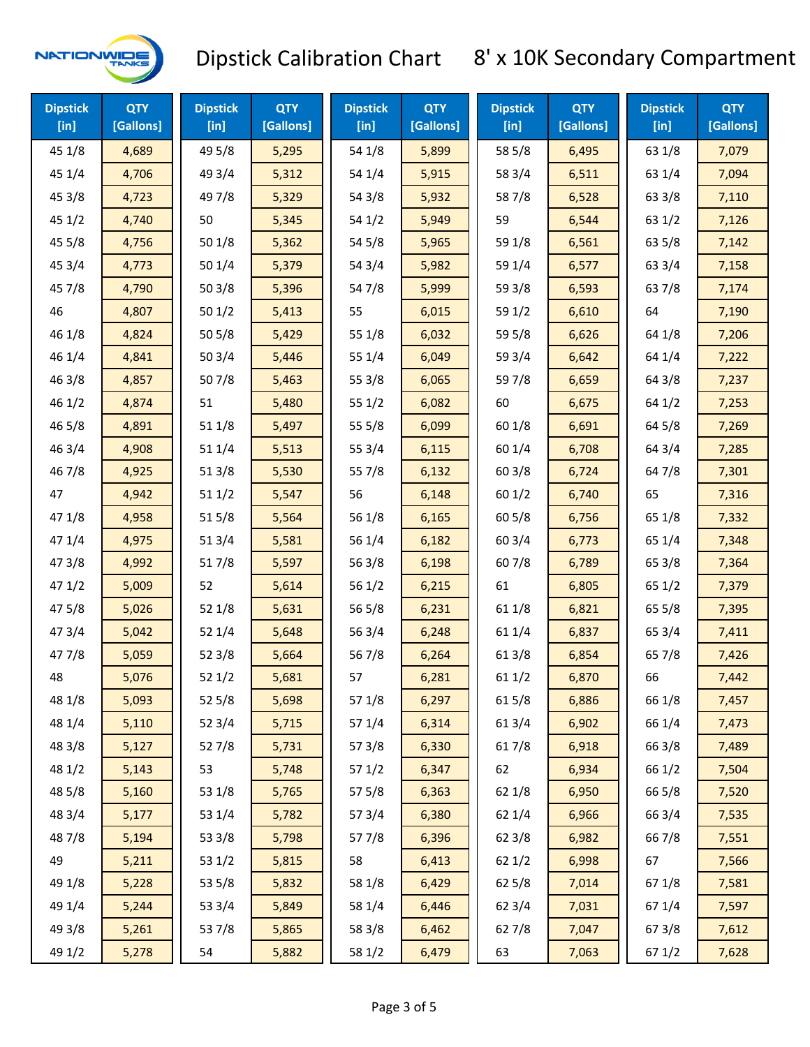# Dipstick Calibration Chart — 8' x 10K Secondary Compartment

| Dipstick [in] | QTY [Gallons] | Dipstick [in] | QTY [Gallons] | Dipstick [in] | QTY [Gallons] | Dipstick [in] | QTY [Gallons] | Dipstick [in] | QTY [Gallons] |
|---|---|---|---|---|---|---|---|---|---|
| 45 1/8 | 4,689 | 49 5/8 | 5,295 | 54 1/8 | 5,899 | 58 5/8 | 6,495 | 63 1/8 | 7,079 |
| 45 1/4 | 4,706 | 49 3/4 | 5,312 | 54 1/4 | 5,915 | 58 3/4 | 6,511 | 63 1/4 | 7,094 |
| 45 3/8 | 4,723 | 49 7/8 | 5,329 | 54 3/8 | 5,932 | 58 7/8 | 6,528 | 63 3/8 | 7,110 |
| 45 1/2 | 4,740 | 50 | 5,345 | 54 1/2 | 5,949 | 59 | 6,544 | 63 1/2 | 7,126 |
| 45 5/8 | 4,756 | 50 1/8 | 5,362 | 54 5/8 | 5,965 | 59 1/8 | 6,561 | 63 5/8 | 7,142 |
| 45 3/4 | 4,773 | 50 1/4 | 5,379 | 54 3/4 | 5,982 | 59 1/4 | 6,577 | 63 3/4 | 7,158 |
| 45 7/8 | 4,790 | 50 3/8 | 5,396 | 54 7/8 | 5,999 | 59 3/8 | 6,593 | 63 7/8 | 7,174 |
| 46 | 4,807 | 50 1/2 | 5,413 | 55 | 6,015 | 59 1/2 | 6,610 | 64 | 7,190 |
| 46 1/8 | 4,824 | 50 5/8 | 5,429 | 55 1/8 | 6,032 | 59 5/8 | 6,626 | 64 1/8 | 7,206 |
| 46 1/4 | 4,841 | 50 3/4 | 5,446 | 55 1/4 | 6,049 | 59 3/4 | 6,642 | 64 1/4 | 7,222 |
| 46 3/8 | 4,857 | 50 7/8 | 5,463 | 55 3/8 | 6,065 | 59 7/8 | 6,659 | 64 3/8 | 7,237 |
| 46 1/2 | 4,874 | 51 | 5,480 | 55 1/2 | 6,082 | 60 | 6,675 | 64 1/2 | 7,253 |
| 46 5/8 | 4,891 | 51 1/8 | 5,497 | 55 5/8 | 6,099 | 60 1/8 | 6,691 | 64 5/8 | 7,269 |
| 46 3/4 | 4,908 | 51 1/4 | 5,513 | 55 3/4 | 6,115 | 60 1/4 | 6,708 | 64 3/4 | 7,285 |
| 46 7/8 | 4,925 | 51 3/8 | 5,530 | 55 7/8 | 6,132 | 60 3/8 | 6,724 | 64 7/8 | 7,301 |
| 47 | 4,942 | 51 1/2 | 5,547 | 56 | 6,148 | 60 1/2 | 6,740 | 65 | 7,316 |
| 47 1/8 | 4,958 | 51 5/8 | 5,564 | 56 1/8 | 6,165 | 60 5/8 | 6,756 | 65 1/8 | 7,332 |
| 47 1/4 | 4,975 | 51 3/4 | 5,581 | 56 1/4 | 6,182 | 60 3/4 | 6,773 | 65 1/4 | 7,348 |
| 47 3/8 | 4,992 | 51 7/8 | 5,597 | 56 3/8 | 6,198 | 60 7/8 | 6,789 | 65 3/8 | 7,364 |
| 47 1/2 | 5,009 | 52 | 5,614 | 56 1/2 | 6,215 | 61 | 6,805 | 65 1/2 | 7,379 |
| 47 5/8 | 5,026 | 52 1/8 | 5,631 | 56 5/8 | 6,231 | 61 1/8 | 6,821 | 65 5/8 | 7,395 |
| 47 3/4 | 5,042 | 52 1/4 | 5,648 | 56 3/4 | 6,248 | 61 1/4 | 6,837 | 65 3/4 | 7,411 |
| 47 7/8 | 5,059 | 52 3/8 | 5,664 | 56 7/8 | 6,264 | 61 3/8 | 6,854 | 65 7/8 | 7,426 |
| 48 | 5,076 | 52 1/2 | 5,681 | 57 | 6,281 | 61 1/2 | 6,870 | 66 | 7,442 |
| 48 1/8 | 5,093 | 52 5/8 | 5,698 | 57 1/8 | 6,297 | 61 5/8 | 6,886 | 66 1/8 | 7,457 |
| 48 1/4 | 5,110 | 52 3/4 | 5,715 | 57 1/4 | 6,314 | 61 3/4 | 6,902 | 66 1/4 | 7,473 |
| 48 3/8 | 5,127 | 52 7/8 | 5,731 | 57 3/8 | 6,330 | 61 7/8 | 6,918 | 66 3/8 | 7,489 |
| 48 1/2 | 5,143 | 53 | 5,748 | 57 1/2 | 6,347 | 62 | 6,934 | 66 1/2 | 7,504 |
| 48 5/8 | 5,160 | 53 1/8 | 5,765 | 57 5/8 | 6,363 | 62 1/8 | 6,950 | 66 5/8 | 7,520 |
| 48 3/4 | 5,177 | 53 1/4 | 5,782 | 57 3/4 | 6,380 | 62 1/4 | 6,966 | 66 3/4 | 7,535 |
| 48 7/8 | 5,194 | 53 3/8 | 5,798 | 57 7/8 | 6,396 | 62 3/8 | 6,982 | 66 7/8 | 7,551 |
| 49 | 5,211 | 53 1/2 | 5,815 | 58 | 6,413 | 62 1/2 | 6,998 | 67 | 7,566 |
| 49 1/8 | 5,228 | 53 5/8 | 5,832 | 58 1/8 | 6,429 | 62 5/8 | 7,014 | 67 1/8 | 7,581 |
| 49 1/4 | 5,244 | 53 3/4 | 5,849 | 58 1/4 | 6,446 | 62 3/4 | 7,031 | 67 1/4 | 7,597 |
| 49 3/8 | 5,261 | 53 7/8 | 5,865 | 58 3/8 | 6,462 | 62 7/8 | 7,047 | 67 3/8 | 7,612 |
| 49 1/2 | 5,278 | 54 | 5,882 | 58 1/2 | 6,479 | 63 | 7,063 | 67 1/2 | 7,628 |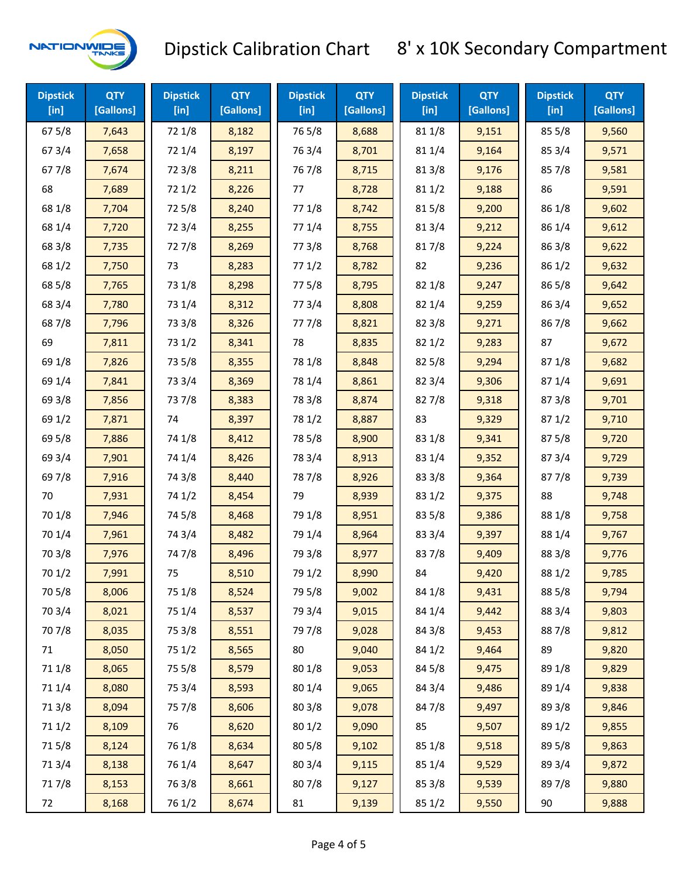# Dipstick Calibration Chart    8' x 10K Secondary Compartment

| Dipstick [in] | QTY [Gallons] | Dipstick [in] | QTY [Gallons] | Dipstick [in] | QTY [Gallons] | Dipstick [in] | QTY [Gallons] | Dipstick [in] | QTY [Gallons] |
|---|---|---|---|---|---|---|---|---|---|
| 67 5/8 | 7,643 | 72 1/8 | 8,182 | 76 5/8 | 8,688 | 81 1/8 | 9,151 | 85 5/8 | 9,560 |
| 67 3/4 | 7,658 | 72 1/4 | 8,197 | 76 3/4 | 8,701 | 81 1/4 | 9,164 | 85 3/4 | 9,571 |
| 67 7/8 | 7,674 | 72 3/8 | 8,211 | 76 7/8 | 8,715 | 81 3/8 | 9,176 | 85 7/8 | 9,581 |
| 68 | 7,689 | 72 1/2 | 8,226 | 77 | 8,728 | 81 1/2 | 9,188 | 86 | 9,591 |
| 68 1/8 | 7,704 | 72 5/8 | 8,240 | 77 1/8 | 8,742 | 81 5/8 | 9,200 | 86 1/8 | 9,602 |
| 68 1/4 | 7,720 | 72 3/4 | 8,255 | 77 1/4 | 8,755 | 81 3/4 | 9,212 | 86 1/4 | 9,612 |
| 68 3/8 | 7,735 | 72 7/8 | 8,269 | 77 3/8 | 8,768 | 81 7/8 | 9,224 | 86 3/8 | 9,622 |
| 68 1/2 | 7,750 | 73 | 8,283 | 77 1/2 | 8,782 | 82 | 9,236 | 86 1/2 | 9,632 |
| 68 5/8 | 7,765 | 73 1/8 | 8,298 | 77 5/8 | 8,795 | 82 1/8 | 9,247 | 86 5/8 | 9,642 |
| 68 3/4 | 7,780 | 73 1/4 | 8,312 | 77 3/4 | 8,808 | 82 1/4 | 9,259 | 86 3/4 | 9,652 |
| 68 7/8 | 7,796 | 73 3/8 | 8,326 | 77 7/8 | 8,821 | 82 3/8 | 9,271 | 86 7/8 | 9,662 |
| 69 | 7,811 | 73 1/2 | 8,341 | 78 | 8,835 | 82 1/2 | 9,283 | 87 | 9,672 |
| 69 1/8 | 7,826 | 73 5/8 | 8,355 | 78 1/8 | 8,848 | 82 5/8 | 9,294 | 87 1/8 | 9,682 |
| 69 1/4 | 7,841 | 73 3/4 | 8,369 | 78 1/4 | 8,861 | 82 3/4 | 9,306 | 87 1/4 | 9,691 |
| 69 3/8 | 7,856 | 73 7/8 | 8,383 | 78 3/8 | 8,874 | 82 7/8 | 9,318 | 87 3/8 | 9,701 |
| 69 1/2 | 7,871 | 74 | 8,397 | 78 1/2 | 8,887 | 83 | 9,329 | 87 1/2 | 9,710 |
| 69 5/8 | 7,886 | 74 1/8 | 8,412 | 78 5/8 | 8,900 | 83 1/8 | 9,341 | 87 5/8 | 9,720 |
| 69 3/4 | 7,901 | 74 1/4 | 8,426 | 78 3/4 | 8,913 | 83 1/4 | 9,352 | 87 3/4 | 9,729 |
| 69 7/8 | 7,916 | 74 3/8 | 8,440 | 78 7/8 | 8,926 | 83 3/8 | 9,364 | 87 7/8 | 9,739 |
| 70 | 7,931 | 74 1/2 | 8,454 | 79 | 8,939 | 83 1/2 | 9,375 | 88 | 9,748 |
| 70 1/8 | 7,946 | 74 5/8 | 8,468 | 79 1/8 | 8,951 | 83 5/8 | 9,386 | 88 1/8 | 9,758 |
| 70 1/4 | 7,961 | 74 3/4 | 8,482 | 79 1/4 | 8,964 | 83 3/4 | 9,397 | 88 1/4 | 9,767 |
| 70 3/8 | 7,976 | 74 7/8 | 8,496 | 79 3/8 | 8,977 | 83 7/8 | 9,409 | 88 3/8 | 9,776 |
| 70 1/2 | 7,991 | 75 | 8,510 | 79 1/2 | 8,990 | 84 | 9,420 | 88 1/2 | 9,785 |
| 70 5/8 | 8,006 | 75 1/8 | 8,524 | 79 5/8 | 9,002 | 84 1/8 | 9,431 | 88 5/8 | 9,794 |
| 70 3/4 | 8,021 | 75 1/4 | 8,537 | 79 3/4 | 9,015 | 84 1/4 | 9,442 | 88 3/4 | 9,803 |
| 70 7/8 | 8,035 | 75 3/8 | 8,551 | 79 7/8 | 9,028 | 84 3/8 | 9,453 | 88 7/8 | 9,812 |
| 71 | 8,050 | 75 1/2 | 8,565 | 80 | 9,040 | 84 1/2 | 9,464 | 89 | 9,820 |
| 71 1/8 | 8,065 | 75 5/8 | 8,579 | 80 1/8 | 9,053 | 84 5/8 | 9,475 | 89 1/8 | 9,829 |
| 71 1/4 | 8,080 | 75 3/4 | 8,593 | 80 1/4 | 9,065 | 84 3/4 | 9,486 | 89 1/4 | 9,838 |
| 71 3/8 | 8,094 | 75 7/8 | 8,606 | 80 3/8 | 9,078 | 84 7/8 | 9,497 | 89 3/8 | 9,846 |
| 71 1/2 | 8,109 | 76 | 8,620 | 80 1/2 | 9,090 | 85 | 9,507 | 89 1/2 | 9,855 |
| 71 5/8 | 8,124 | 76 1/8 | 8,634 | 80 5/8 | 9,102 | 85 1/8 | 9,518 | 89 5/8 | 9,863 |
| 71 3/4 | 8,138 | 76 1/4 | 8,647 | 80 3/4 | 9,115 | 85 1/4 | 9,529 | 89 3/4 | 9,872 |
| 71 7/8 | 8,153 | 76 3/8 | 8,661 | 80 7/8 | 9,127 | 85 3/8 | 9,539 | 89 7/8 | 9,880 |
| 72 | 8,168 | 76 1/2 | 8,674 | 81 | 9,139 | 85 1/2 | 9,550 | 90 | 9,888 |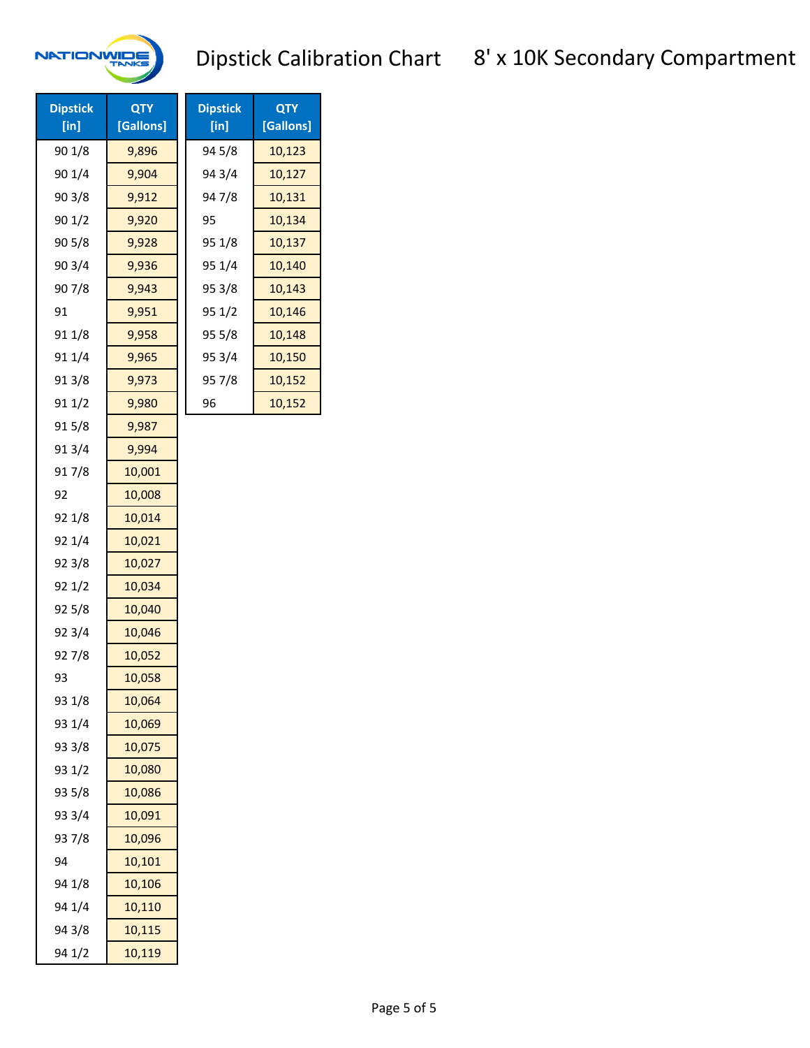# Dipstick Calibration Chart 8' x 10K Secondary Compartment

| Dipstick [in] | QTY [Gallons] |
|---|---|
| 90 1/8 | 9,896 |
| 90 1/4 | 9,904 |
| 90 3/8 | 9,912 |
| 90 1/2 | 9,920 |
| 90 5/8 | 9,928 |
| 90 3/4 | 9,936 |
| 90 7/8 | 9,943 |
| 91 | 9,951 |
| 91 1/8 | 9,958 |
| 91 1/4 | 9,965 |
| 91 3/8 | 9,973 |
| 91 1/2 | 9,980 |
| 91 5/8 | 9,987 |
| 91 3/4 | 9,994 |
| 91 7/8 | 10,001 |
| 92 | 10,008 |
| 92 1/8 | 10,014 |
| 92 1/4 | 10,021 |
| 92 3/8 | 10,027 |
| 92 1/2 | 10,034 |
| 92 5/8 | 10,040 |
| 92 3/4 | 10,046 |
| 92 7/8 | 10,052 |
| 93 | 10,058 |
| 93 1/8 | 10,064 |
| 93 1/4 | 10,069 |
| 93 3/8 | 10,075 |
| 93 1/2 | 10,080 |
| 93 5/8 | 10,086 |
| 93 3/4 | 10,091 |
| 93 7/8 | 10,096 |
| 94 | 10,101 |
| 94 1/8 | 10,106 |
| 94 1/4 | 10,110 |
| 94 3/8 | 10,115 |
| 94 1/2 | 10,119 |
| 94 5/8 | 10,123 |
| 94 3/4 | 10,127 |
| 94 7/8 | 10,131 |
| 95 | 10,134 |
| 95 1/8 | 10,137 |
| 95 1/4 | 10,140 |
| 95 3/8 | 10,143 |
| 95 1/2 | 10,146 |
| 95 5/8 | 10,148 |
| 95 3/4 | 10,150 |
| 95 7/8 | 10,152 |
| 96 | 10,152 |